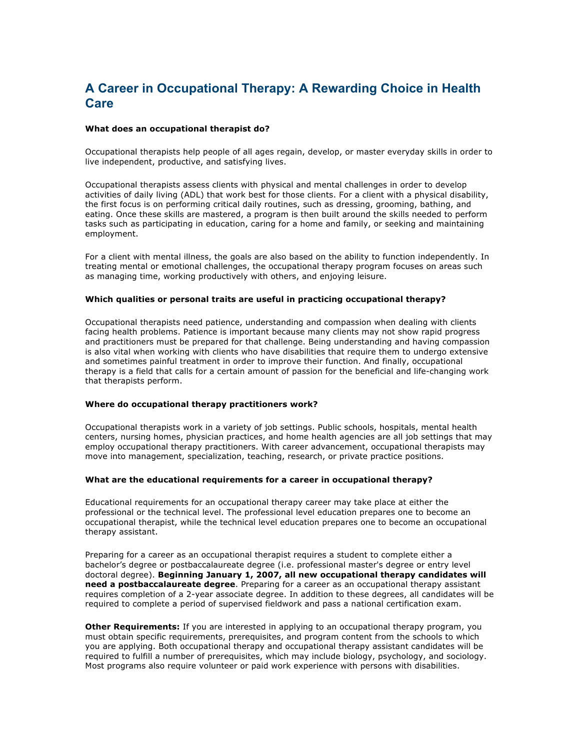# A Career in Occupational Therapy: A Rewarding Choice in Health Care

### What does an occupational therapist do?

Occupational therapists help people of all ages regain, develop, or master everyday skills in order to live independent, productive, and satisfying lives.

Occupational therapists assess clients with physical and mental challenges in order to develop activities of daily living (ADL) that work best for those clients. For a client with a physical disability, the first focus is on performing critical daily routines, such as dressing, grooming, bathing, and eating. Once these skills are mastered, a program is then built around the skills needed to perform tasks such as participating in education, caring for a home and family, or seeking and maintaining employment.

For a client with mental illness, the goals are also based on the ability to function independently. In treating mental or emotional challenges, the occupational therapy program focuses on areas such as managing time, working productively with others, and enjoying leisure.

### Which qualities or personal traits are useful in practicing occupational therapy?

Occupational therapists need patience, understanding and compassion when dealing with clients facing health problems. Patience is important because many clients may not show rapid progress and practitioners must be prepared for that challenge. Being understanding and having compassion is also vital when working with clients who have disabilities that require them to undergo extensive and sometimes painful treatment in order to improve their function. And finally, occupational therapy is a field that calls for a certain amount of passion for the beneficial and life-changing work that therapists perform.

### Where do occupational therapy practitioners work?

Occupational therapists work in a variety of job settings. Public schools, hospitals, mental health centers, nursing homes, physician practices, and home health agencies are all job settings that may employ occupational therapy practitioners. With career advancement, occupational therapists may move into management, specialization, teaching, research, or private practice positions.

### What are the educational requirements for a career in occupational therapy?

Educational requirements for an occupational therapy career may take place at either the professional or the technical level. The professional level education prepares one to become an occupational therapist, while the technical level education prepares one to become an occupational therapy assistant.

Preparing for a career as an occupational therapist requires a student to complete either a bachelor's degree or postbaccalaureate degree (i.e. professional master's degree or entry level doctoral degree). **Beginning January 1, 2007, all new occupational therapy candidates will need a postbaccalaureate degree**. Preparing for a career as an occupational therapy assistant requires completion of a 2-year associate degree. In addition to these degrees, all candidates will be required to complete a period of supervised fieldwork and pass a national certification exam.

**Other Requirements:** If you are interested in applying to an occupational therapy program, you must obtain specific requirements, prerequisites, and program content from the schools to which you are applying. Both occupational therapy and occupational therapy assistant candidates will be required to fulfill a number of prerequisites, which may include biology, psychology, and sociology. Most programs also require volunteer or paid work experience with persons with disabilities.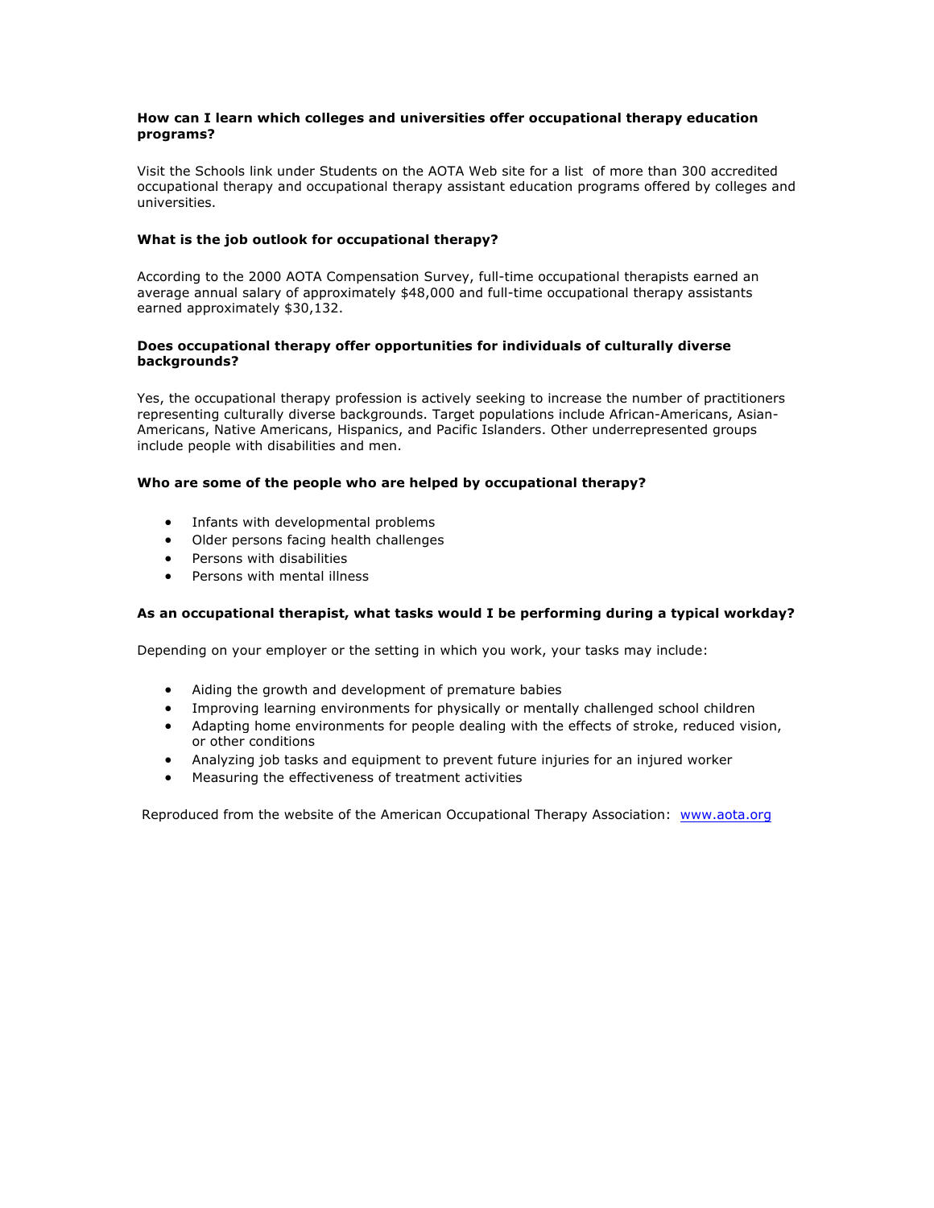**How can I learn which colleges and universities offer occupational therapy education programs?**

Visit the Schools link under Students on the AOTA Web site for a list of more than 300 accredited occupational therapy and occupational therapy assistant education programs offered by colleges and universities.

**What is the job outlook for occupational therapy?**

According to the 2000 AOTA Compensation Survey, full-time occupational therapists earned an average annual salary of approximately $48,000 and full-time occupational therapy assistants earned approximately $30,132.

**Does occupational therapy offer opportunities for individuals of culturally diverse backgrounds?**

Yes, the occupational therapy profession is actively seeking to increase the number of practitioners representing culturally diverse backgrounds. Target populations include African-Americans, Asian-Americans, Native Americans, Hispanics, and Pacific Islanders. Other underrepresented groups include people with disabilities and men.

**Who are some of the people who are helped by occupational therapy?**

- Infants with developmental problems
- Older persons facing health challenges
- Persons with disabilities
- Persons with mental illness

**As an occupational therapist, what tasks would I be performing during a typical workday?**

Depending on your employer or the setting in which you work, your tasks may include:

- Aiding the growth and development of premature babies
- Improving learning environments for physically or mentally challenged school children
- Adapting home environments for people dealing with the effects of stroke, reduced vision, or other conditions
- Analyzing job tasks and equipment to prevent future injuries for an injured worker
- Measuring the effectiveness of treatment activities

Reproduced from the website of the American Occupational Therapy Association: [www.aota.org](http://www.aota.org)